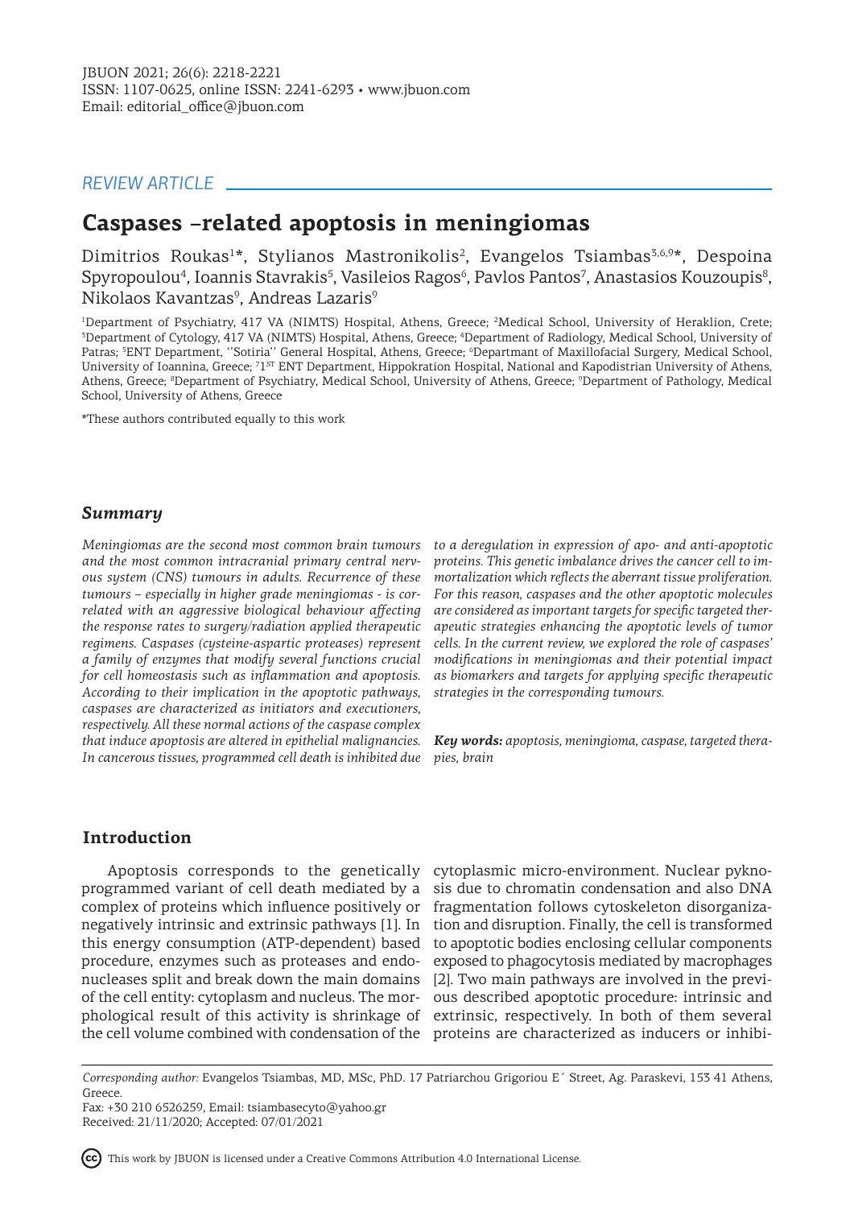REVIEW ARTICLE

# Caspases –related apoptosis in meningiomas

Dimitrios Roukas[1]*, Stylianos Mastronikolis[2], Evangelos Tsiambas[3,6,9]*, Despoina Spyropoulou[4], Ioannis Stavrakis[5], Vasileios Ragos[6], Pavlos Pantos[7], Anastasios Kouzoupis[8], Nikolaos Kavantzas[9], Andreas Lazaris[9]

[1]Department of Psychiatry, 417 VA (NIMTS) Hospital, Athens, Greece; [2]Medical School, University of Heraklion, Crete; [3]Department of Cytology, 417 VA (NIMTS) Hospital, Athens, Greece; [4]Department of Radiology, Medical School, University of Patras; [5]ENT Department, ''Sotiria'' General Hospital, Athens, Greece; [6]Departmant of Maxillofacial Surgery, Medical School, University of Ioannina, Greece; [7]1ST ENT Department, Hippokration Hospital, National and Kapodistrian University of Athens, Athens, Greece; [8]Department of Psychiatry, Medical School, University of Athens, Greece; [9]Department of Pathology, Medical School, University of Athens, Greece

*These authors contributed equally to this work

## *Summary*

*Meningiomas are the second most common brain tumours and the most common intracranial primary central nervous system (CNS) tumours in adults. Recurrence of these tumours – especially in higher grade meningiomas - is correlated with an aggressive biological behaviour affecting the response rates to surgery/radiation applied therapeutic regimens. Caspases (cysteine-aspartic proteases) represent a family of enzymes that modify several functions crucial for cell homeostasis such as inflammation and apoptosis. According to their implication in the apoptotic pathways, caspases are characterized as initiators and executioners, respectively. All these normal actions of the caspase complex that induce apoptosis are altered in epithelial malignancies. In cancerous tissues, programmed cell death is inhibited due to a deregulation in expression of apo- and anti-apoptotic proteins. This genetic imbalance drives the cancer cell to immortalization which reflects the aberrant tissue proliferation. For this reason, caspases and the other apoptotic molecules are considered as important targets for specific targeted therapeutic strategies enhancing the apoptotic levels of tumor cells. In the current review, we explored the role of caspases' modifications in meningiomas and their potential impact as biomarkers and targets for applying specific therapeutic strategies in the corresponding tumours.*

***Key words:*** *apoptosis, meningioma, caspase, targeted therapies, brain*

## Introduction

Apoptosis corresponds to the genetically programmed variant of cell death mediated by a complex of proteins which influence positively or negatively intrinsic and extrinsic pathways [1]. In this energy consumption (ATP-dependent) based procedure, enzymes such as proteases and endonucleases split and break down the main domains of the cell entity: cytoplasm and nucleus. The morphological result of this activity is shrinkage of the cell volume combined with condensation of the cytoplasmic micro-environment. Nuclear pyknosis due to chromatin condensation and also DNA fragmentation follows cytoskeleton disorganization and disruption. Finally, the cell is transformed to apoptotic bodies enclosing cellular components exposed to phagocytosis mediated by macrophages [2]. Two main pathways are involved in the previous described apoptotic procedure: intrinsic and extrinsic, respectively. In both of them several proteins are characterized as inducers or inhibi-

*Corresponding author:* Evangelos Tsiambas, MD, MSc, PhD. 17 Patriarchou Grigoriou E΄ Street, Ag. Paraskevi, 153 41 Athens, Greece.
Fax: +30 210 6526259, Email: tsiambasecyto@yahoo.gr
Received: 21/11/2020; Accepted: 07/01/2021

This work by JBUON is licensed under a Creative Commons Attribution 4.0 International License.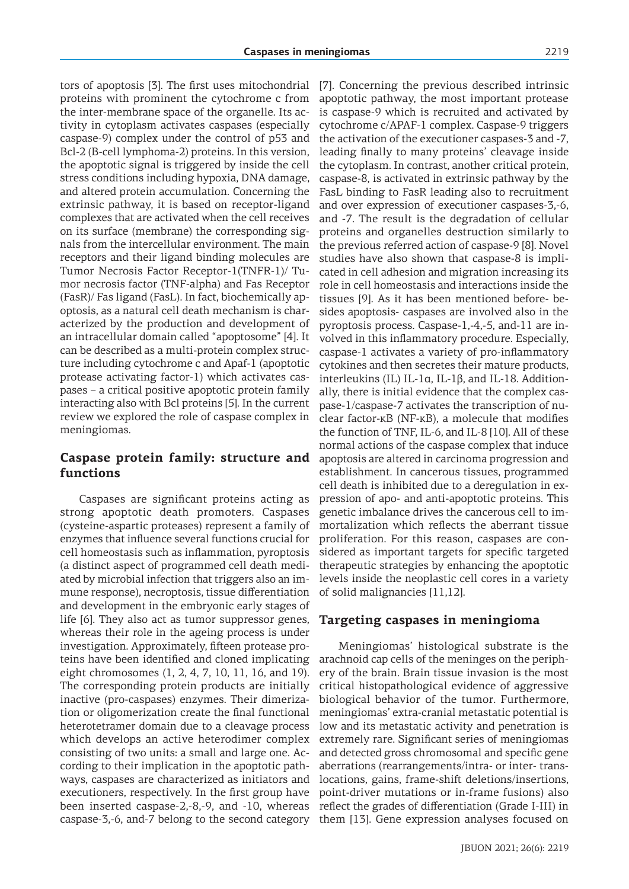tors of apoptosis [3]. The first uses mitochondrial proteins with prominent the cytochrome c from the inter-membrane space of the organelle. Its activity in cytoplasm activates caspases (especially caspase-9) complex under the control of p53 and Bcl-2 (B-cell lymphoma-2) proteins. In this version, the apoptotic signal is triggered by inside the cell stress conditions including hypoxia, DNA damage, and altered protein accumulation. Concerning the extrinsic pathway, it is based on receptor-ligand complexes that are activated when the cell receives on its surface (membrane) the corresponding signals from the intercellular environment. The main receptors and their ligand binding molecules are Tumor Necrosis Factor Receptor-1(TNFR-1)/ Tumor necrosis factor (TNF-alpha) and Fas Receptor (FasR)/ Fas ligand (FasL). In fact, biochemically apoptosis, as a natural cell death mechanism is characterized by the production and development of an intracellular domain called "apoptosome" [4]. It can be described as a multi-protein complex structure including cytochrome c and Apaf-1 (apoptotic protease activating factor-1) which activates caspases – a critical positive apoptotic protein family interacting also with Bcl proteins [5]. In the current review we explored the role of caspase complex in meningiomas.

## Caspase protein family: structure and functions

Caspases are significant proteins acting as strong apoptotic death promoters. Caspases (cysteine-aspartic proteases) represent a family of enzymes that influence several functions crucial for cell homeostasis such as inflammation, pyroptosis (a distinct aspect of programmed cell death mediated by microbial infection that triggers also an immune response), necroptosis, tissue differentiation and development in the embryonic early stages of life [6]. They also act as tumor suppressor genes, whereas their role in the ageing process is under investigation. Approximately, fifteen protease proteins have been identified and cloned implicating eight chromosomes (1, 2, 4, 7, 10, 11, 16, and 19). The corresponding protein products are initially inactive (pro-caspases) enzymes. Their dimerization or oligomerization create the final functional heterotetramer domain due to a cleavage process which develops an active heterodimer complex consisting of two units: a small and large one. According to their implication in the apoptotic pathways, caspases are characterized as initiators and executioners, respectively. In the first group have been inserted caspase-2,-8,-9, and -10, whereas caspase-3,-6, and-7 belong to the second category [7]. Concerning the previous described intrinsic apoptotic pathway, the most important protease is caspase-9 which is recruited and activated by cytochrome c/APAF-1 complex. Caspase-9 triggers the activation of the executioner caspases-3 and -7, leading finally to many proteins' cleavage inside the cytoplasm. In contrast, another critical protein, caspase-8, is activated in extrinsic pathway by the FasL binding to FasR leading also to recruitment and over expression of executioner caspases-3,-6, and -7. The result is the degradation of cellular proteins and organelles destruction similarly to the previous referred action of caspase-9 [8]. Novel studies have also shown that caspase-8 is implicated in cell adhesion and migration increasing its role in cell homeostasis and interactions inside the tissues [9]. As it has been mentioned before- besides apoptosis- caspases are involved also in the pyroptosis process. Caspase-1,-4,-5, and-11 are involved in this inflammatory procedure. Especially, caspase-1 activates a variety of pro-inflammatory cytokines and then secretes their mature products, interleukins (IL) IL-1α, IL-1β, and IL-18. Additionally, there is initial evidence that the complex caspase-1/caspase-7 activates the transcription of nuclear factor-κB (NF-κB), a molecule that modifies the function of TNF, IL-6, and IL-8 [10]. All of these normal actions of the caspase complex that induce apoptosis are altered in carcinoma progression and establishment. In cancerous tissues, programmed cell death is inhibited due to a deregulation in expression of apo- and anti-apoptotic proteins. This genetic imbalance drives the cancerous cell to immortalization which reflects the aberrant tissue proliferation. For this reason, caspases are considered as important targets for specific targeted therapeutic strategies by enhancing the apoptotic levels inside the neoplastic cell cores in a variety of solid malignancies [11,12].

## Targeting caspases in meningioma

Meningiomas' histological substrate is the arachnoid cap cells of the meninges on the periphery of the brain. Brain tissue invasion is the most critical histopathological evidence of aggressive biological behavior of the tumor. Furthermore, meningiomas' extra-cranial metastatic potential is low and its metastatic activity and penetration is extremely rare. Significant series of meningiomas and detected gross chromosomal and specific gene aberrations (rearrangements/intra- or inter- translocations, gains, frame-shift deletions/insertions, point-driver mutations or in-frame fusions) also reflect the grades of differentiation (Grade I-III) in them [13]. Gene expression analyses focused on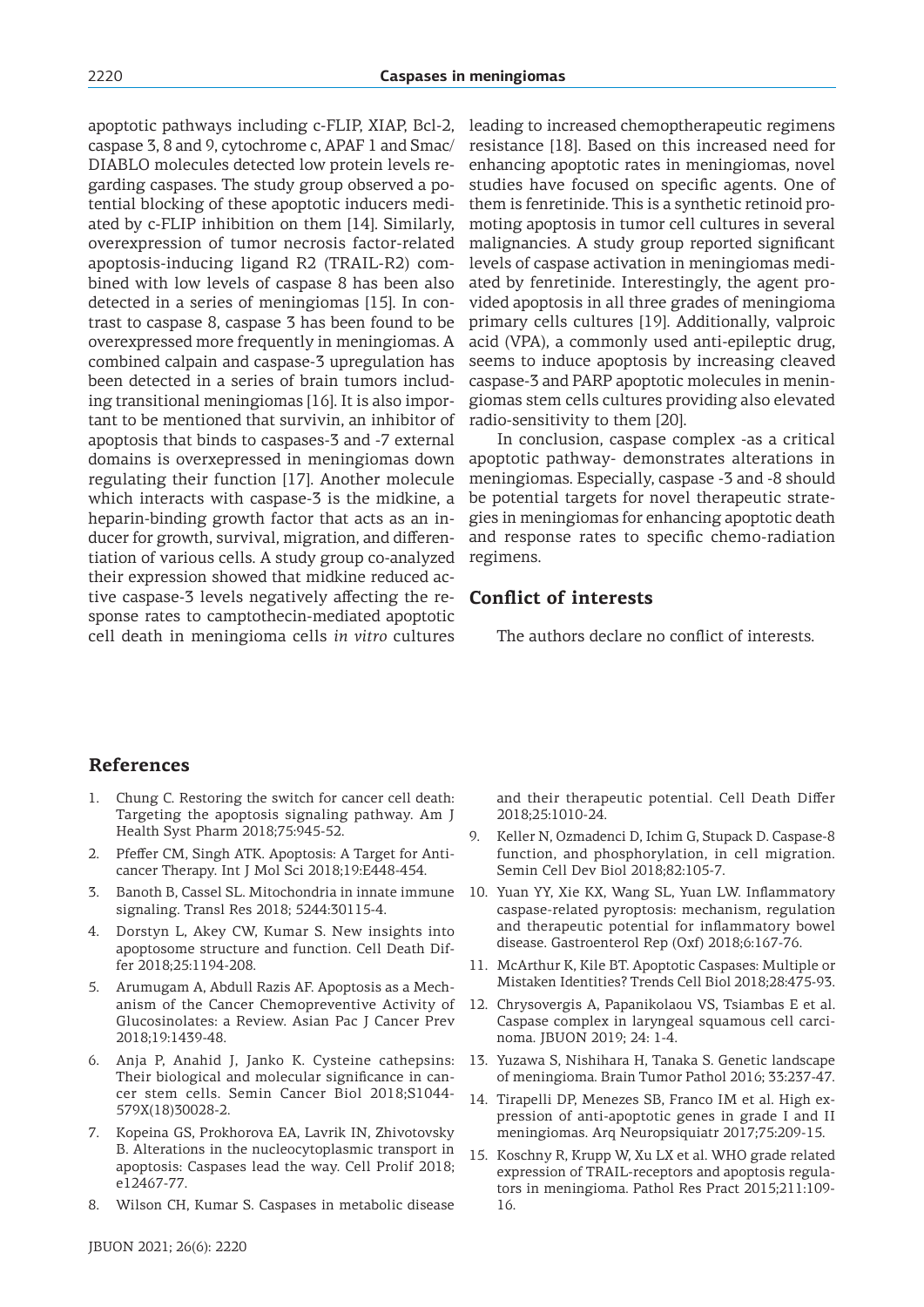apoptotic pathways including c-FLIP, XIAP, Bcl-2, caspase 3, 8 and 9, cytochrome c, APAF 1 and Smac/DIABLO molecules detected low protein levels regarding caspases. The study group observed a potential blocking of these apoptotic inducers mediated by c-FLIP inhibition on them [14]. Similarly, overexpression of tumor necrosis factor-related apoptosis-inducing ligand R2 (TRAIL-R2) combined with low levels of caspase 8 has been also detected in a series of meningiomas [15]. In contrast to caspase 8, caspase 3 has been found to be overexpressed more frequently in meningiomas. A combined calpain and caspase-3 upregulation has been detected in a series of brain tumors including transitional meningiomas [16]. It is also important to be mentioned that survivin, an inhibitor of apoptosis that binds to caspases-3 and -7 external domains is overexepressed in meningiomas down regulating their function [17]. Another molecule which interacts with caspase-3 is the midkine, a heparin-binding growth factor that acts as an inducer for growth, survival, migration, and differentiation of various cells. A study group co-analyzed their expression showed that midkine reduced active caspase-3 levels negatively affecting the response rates to camptothecin-mediated apoptotic cell death in meningioma cells *in vitro* cultures leading to increased chemoptherapeutic regimens resistance [18]. Based on this increased need for enhancing apoptotic rates in meningiomas, novel studies have focused on specific agents. One of them is fenretinide. This is a synthetic retinoid promoting apoptosis in tumor cell cultures in several malignancies. A study group reported significant levels of caspase activation in meningiomas mediated by fenretinide. Interestingly, the agent provided apoptosis in all three grades of meningioma primary cells cultures [19]. Additionally, valproic acid (VPA), a commonly used anti-epileptic drug, seems to induce apoptosis by increasing cleaved caspase-3 and PARP apoptotic molecules in meningiomas stem cells cultures providing also elevated radio-sensitivity to them [20].

In conclusion, caspase complex -as a critical apoptotic pathway- demonstrates alterations in meningiomas. Especially, caspase -3 and -8 should be potential targets for novel therapeutic strategies in meningiomas for enhancing apoptotic death and response rates to specific chemo-radiation regimens.

## Conflict of interests

The authors declare no conflict of interests.

## References

1. Chung C. Restoring the switch for cancer cell death: Targeting the apoptosis signaling pathway. Am J Health Syst Pharm 2018;75:945-52.
2. Pfeffer CM, Singh ATK. Apoptosis: A Target for Anticancer Therapy. Int J Mol Sci 2018;19:E448-454.
3. Banoth B, Cassel SL. Mitochondria in innate immune signaling. Transl Res 2018; 5244:30115-4.
4. Dorstyn L, Akey CW, Kumar S. New insights into apoptosome structure and function. Cell Death Differ 2018;25:1194-208.
5. Arumugam A, Abdull Razis AF. Apoptosis as a Mechanism of the Cancer Chemopreventive Activity of Glucosinolates: a Review. Asian Pac J Cancer Prev 2018;19:1439-48.
6. Anja P, Anahid J, Janko K. Cysteine cathepsins: Their biological and molecular significance in cancer stem cells. Semin Cancer Biol 2018;S1044-579X(18)30028-2.
7. Kopeina GS, Prokhorova EA, Lavrik IN, Zhivotovsky B. Alterations in the nucleocytoplasmic transport in apoptosis: Caspases lead the way. Cell Prolif 2018; e12467-77.
8. Wilson CH, Kumar S. Caspases in metabolic disease and their therapeutic potential. Cell Death Differ 2018;25:1010-24.
9. Keller N, Ozmadenci D, Ichim G, Stupack D. Caspase-8 function, and phosphorylation, in cell migration. Semin Cell Dev Biol 2018;82:105-7.
10. Yuan YY, Xie KX, Wang SL, Yuan LW. Inflammatory caspase-related pyroptosis: mechanism, regulation and therapeutic potential for inflammatory bowel disease. Gastroenterol Rep (Oxf) 2018;6:167-76.
11. McArthur K, Kile BT. Apoptotic Caspases: Multiple or Mistaken Identities? Trends Cell Biol 2018;28:475-93.
12. Chrysovergis A, Papanikolaou VS, Tsiambas E et al. Caspase complex in laryngeal squamous cell carcinoma. JBUON 2019; 24: 1-4.
13. Yuzawa S, Nishihara H, Tanaka S. Genetic landscape of meningioma. Brain Tumor Pathol 2016; 33:237-47.
14. Tirapelli DP, Menezes SB, Franco IM et al. High expression of anti-apoptotic genes in grade I and II meningiomas. Arq Neuropsiquiatr 2017;75:209-15.
15. Koschny R, Krupp W, Xu LX et al. WHO grade related expression of TRAIL-receptors and apoptosis regulators in meningioma. Pathol Res Pract 2015;211:109-16.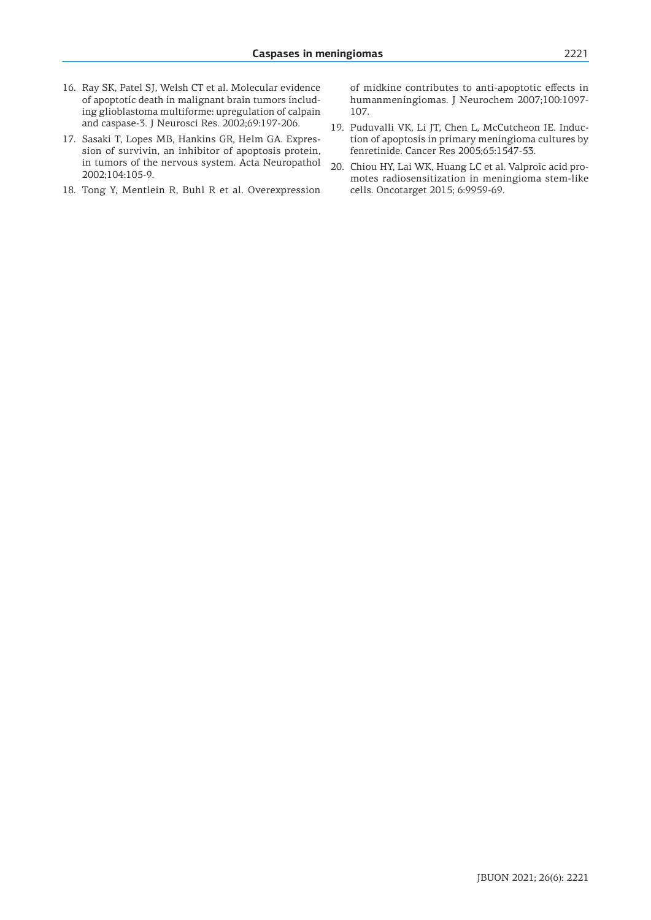16. Ray SK, Patel SJ, Welsh CT et al. Molecular evidence of apoptotic death in malignant brain tumors including glioblastoma multiforme: upregulation of calpain and caspase-3. J Neurosci Res. 2002;69:197-206.
17. Sasaki T, Lopes MB, Hankins GR, Helm GA. Expression of survivin, an inhibitor of apoptosis protein, in tumors of the nervous system. Acta Neuropathol 2002;104:105-9.
18. Tong Y, Mentlein R, Buhl R et al. Overexpression of midkine contributes to anti-apoptotic effects in humanmeningiomas. J Neurochem 2007;100:1097-107.
19. Puduvalli VK, Li JT, Chen L, McCutcheon IE. Induction of apoptosis in primary meningioma cultures by fenretinide. Cancer Res 2005;65:1547-53.
20. Chiou HY, Lai WK, Huang LC et al. Valproic acid promotes radiosensitization in meningioma stem-like cells. Oncotarget 2015; 6:9959-69.